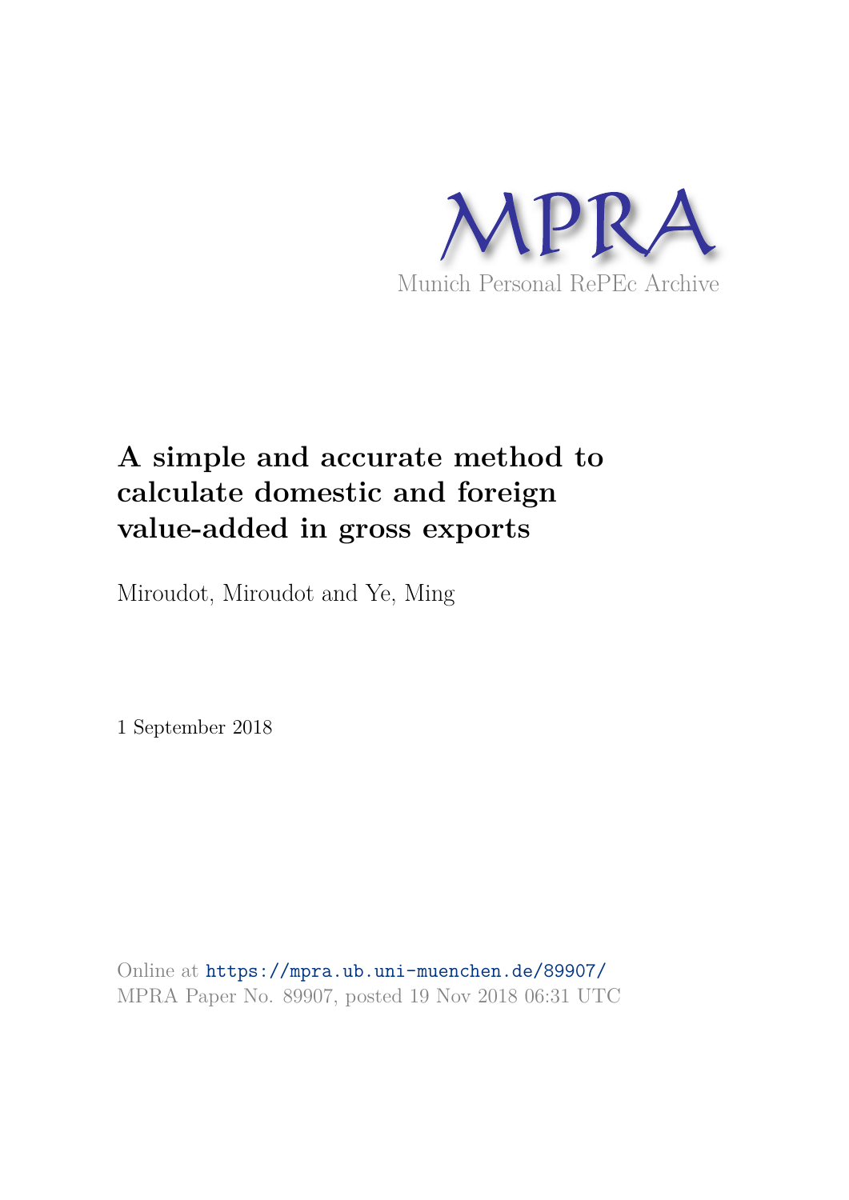MPRA

Munich Personal RePEc Archive

# A simple and accurate method to calculate domestic and foreign value-added in gross exports

Miroudot, Miroudot and Ye, Ming

1 September 2018

Online at https://mpra.ub.uni-muenchen.de/89907/
MPRA Paper No. 89907, posted 19 Nov 2018 06:31 UTC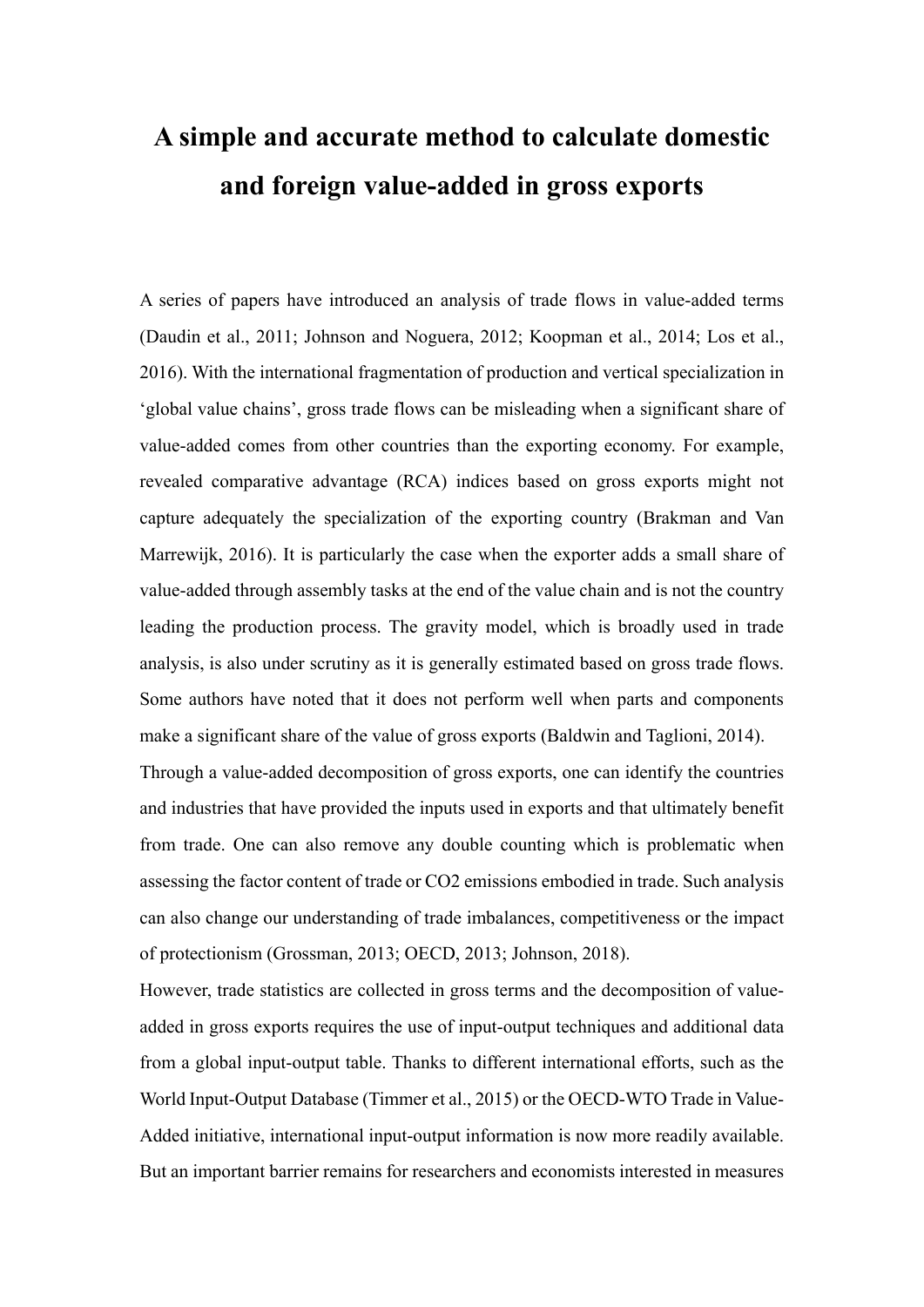# A simple and accurate method to calculate domestic and foreign value-added in gross exports

A series of papers have introduced an analysis of trade flows in value-added terms (Daudin et al., 2011; Johnson and Noguera, 2012; Koopman et al., 2014; Los et al., 2016). With the international fragmentation of production and vertical specialization in 'global value chains', gross trade flows can be misleading when a significant share of value-added comes from other countries than the exporting economy. For example, revealed comparative advantage (RCA) indices based on gross exports might not capture adequately the specialization of the exporting country (Brakman and Van Marrewijk, 2016). It is particularly the case when the exporter adds a small share of value-added through assembly tasks at the end of the value chain and is not the country leading the production process. The gravity model, which is broadly used in trade analysis, is also under scrutiny as it is generally estimated based on gross trade flows. Some authors have noted that it does not perform well when parts and components make a significant share of the value of gross exports (Baldwin and Taglioni, 2014).

Through a value-added decomposition of gross exports, one can identify the countries and industries that have provided the inputs used in exports and that ultimately benefit from trade. One can also remove any double counting which is problematic when assessing the factor content of trade or $CO_2$ emissions embodied in trade. Such analysis can also change our understanding of trade imbalances, competitiveness or the impact of protectionism (Grossman, 2013; OECD, 2013; Johnson, 2018).

However, trade statistics are collected in gross terms and the decomposition of value-added in gross exports requires the use of input-output techniques and additional data from a global input-output table. Thanks to different international efforts, such as the World Input-Output Database (Timmer et al., 2015) or the OECD-WTO Trade in Value-Added initiative, international input-output information is now more readily available. But an important barrier remains for researchers and economists interested in measures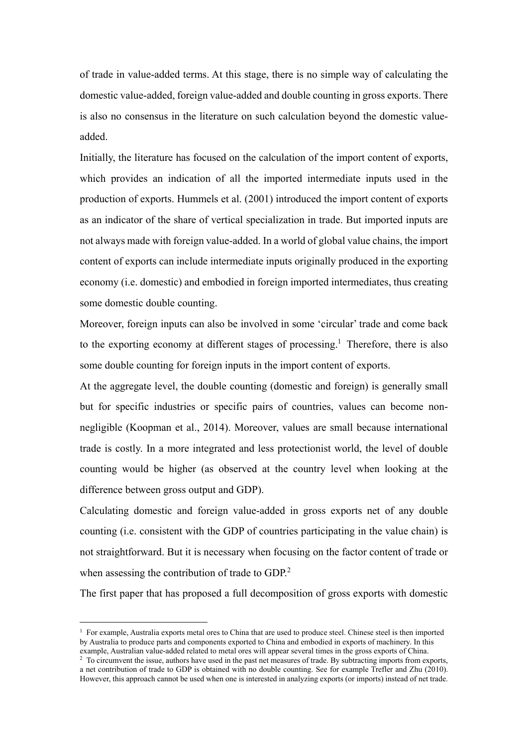of trade in value-added terms. At this stage, there is no simple way of calculating the domestic value-added, foreign value-added and double counting in gross exports. There is also no consensus in the literature on such calculation beyond the domestic value-added.

Initially, the literature has focused on the calculation of the import content of exports, which provides an indication of all the imported intermediate inputs used in the production of exports. Hummels et al. (2001) introduced the import content of exports as an indicator of the share of vertical specialization in trade. But imported inputs are not always made with foreign value-added. In a world of global value chains, the import content of exports can include intermediate inputs originally produced in the exporting economy (i.e. domestic) and embodied in foreign imported intermediates, thus creating some domestic double counting.

Moreover, foreign inputs can also be involved in some 'circular' trade and come back to the exporting economy at different stages of processing.[1] Therefore, there is also some double counting for foreign inputs in the import content of exports.

At the aggregate level, the double counting (domestic and foreign) is generally small but for specific industries or specific pairs of countries, values can become non-negligible (Koopman et al., 2014). Moreover, values are small because international trade is costly. In a more integrated and less protectionist world, the level of double counting would be higher (as observed at the country level when looking at the difference between gross output and GDP).

Calculating domestic and foreign value-added in gross exports net of any double counting (i.e. consistent with the GDP of countries participating in the value chain) is not straightforward. But it is necessary when focusing on the factor content of trade or when assessing the contribution of trade to GDP.[2]

The first paper that has proposed a full decomposition of gross exports with domestic

[1] For example, Australia exports metal ores to China that are used to produce steel. Chinese steel is then imported by Australia to produce parts and components exported to China and embodied in exports of machinery. In this example, Australian value-added related to metal ores will appear several times in the gross exports of China.

[2] To circumvent the issue, authors have used in the past net measures of trade. By subtracting imports from exports, a net contribution of trade to GDP is obtained with no double counting. See for example Trefler and Zhu (2010). However, this approach cannot be used when one is interested in analyzing exports (or imports) instead of net trade.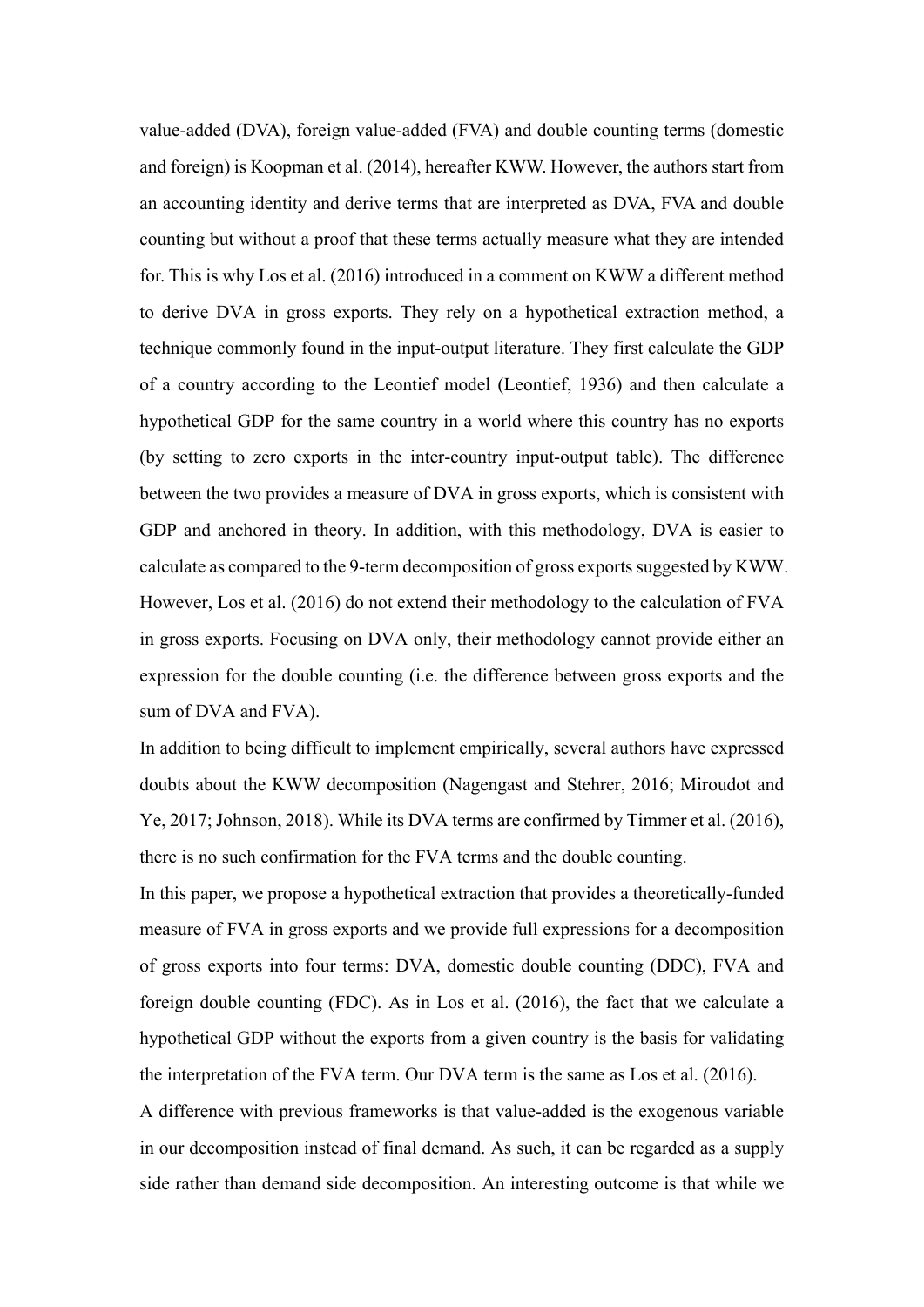value-added (DVA), foreign value-added (FVA) and double counting terms (domestic and foreign) is Koopman et al. (2014), hereafter KWW. However, the authors start from an accounting identity and derive terms that are interpreted as DVA, FVA and double counting but without a proof that these terms actually measure what they are intended for. This is why Los et al. (2016) introduced in a comment on KWW a different method to derive DVA in gross exports. They rely on a hypothetical extraction method, a technique commonly found in the input-output literature. They first calculate the GDP of a country according to the Leontief model (Leontief, 1936) and then calculate a hypothetical GDP for the same country in a world where this country has no exports (by setting to zero exports in the inter-country input-output table). The difference between the two provides a measure of DVA in gross exports, which is consistent with GDP and anchored in theory. In addition, with this methodology, DVA is easier to calculate as compared to the 9-term decomposition of gross exports suggested by KWW. However, Los et al. (2016) do not extend their methodology to the calculation of FVA in gross exports. Focusing on DVA only, their methodology cannot provide either an expression for the double counting (i.e. the difference between gross exports and the sum of DVA and FVA).

In addition to being difficult to implement empirically, several authors have expressed doubts about the KWW decomposition (Nagengast and Stehrer, 2016; Miroudot and Ye, 2017; Johnson, 2018). While its DVA terms are confirmed by Timmer et al. (2016), there is no such confirmation for the FVA terms and the double counting.

In this paper, we propose a hypothetical extraction that provides a theoretically-funded measure of FVA in gross exports and we provide full expressions for a decomposition of gross exports into four terms: DVA, domestic double counting (DDC), FVA and foreign double counting (FDC). As in Los et al. (2016), the fact that we calculate a hypothetical GDP without the exports from a given country is the basis for validating the interpretation of the FVA term. Our DVA term is the same as Los et al. (2016).

A difference with previous frameworks is that value-added is the exogenous variable in our decomposition instead of final demand. As such, it can be regarded as a supply side rather than demand side decomposition. An interesting outcome is that while we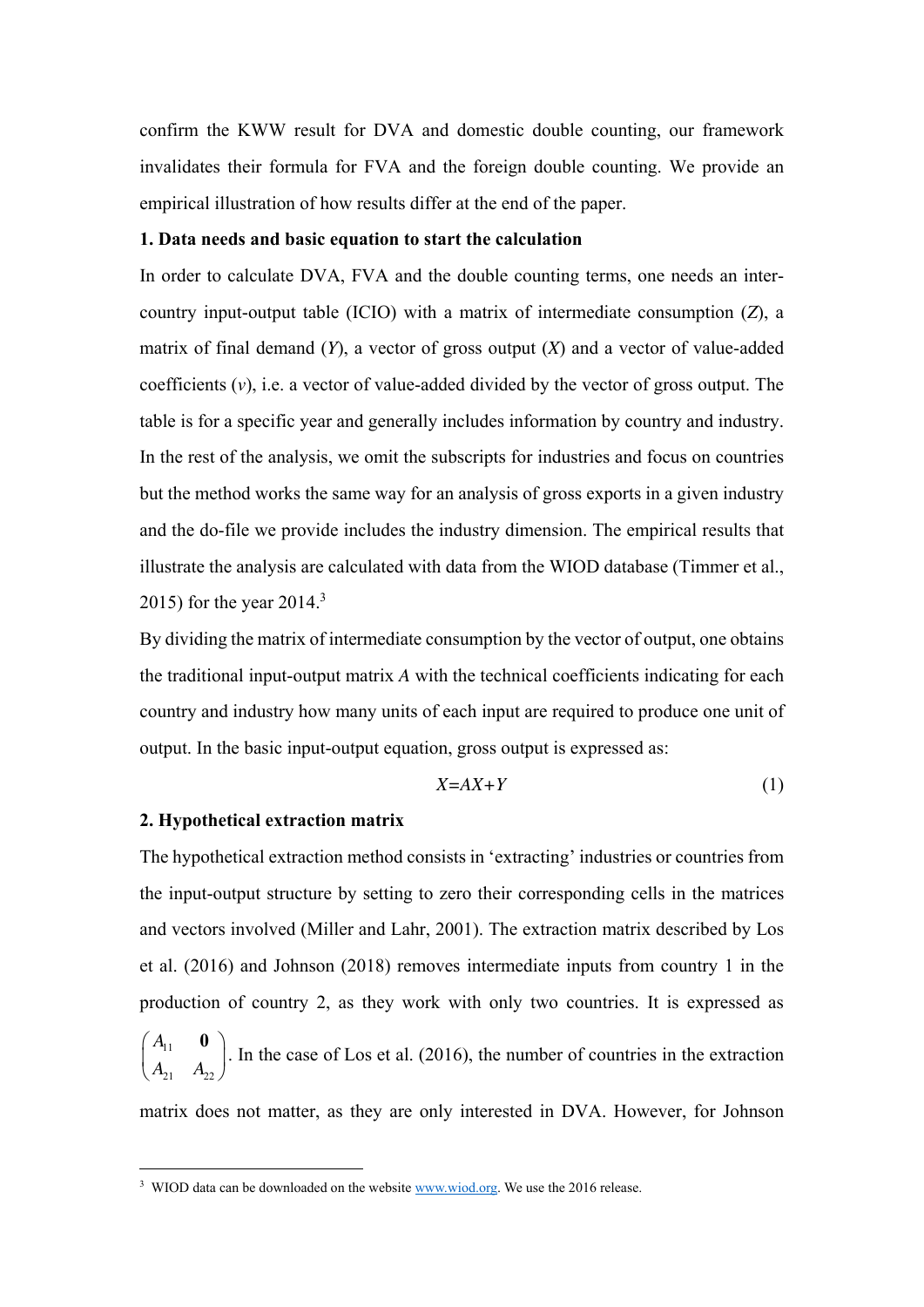confirm the KWW result for DVA and domestic double counting, our framework invalidates their formula for FVA and the foreign double counting. We provide an empirical illustration of how results differ at the end of the paper.

## 1. Data needs and basic equation to start the calculation

In order to calculate DVA, FVA and the double counting terms, one needs an inter-country input-output table (ICIO) with a matrix of intermediate consumption ($Z$), a matrix of final demand ($Y$), a vector of gross output ($X$) and a vector of value-added coefficients ($v$), i.e. a vector of value-added divided by the vector of gross output. The table is for a specific year and generally includes information by country and industry. In the rest of the analysis, we omit the subscripts for industries and focus on countries but the method works the same way for an analysis of gross exports in a given industry and the do-file we provide includes the industry dimension. The empirical results that illustrate the analysis are calculated with data from the WIOD database (Timmer et al., 2015) for the year 2014.[3]

By dividing the matrix of intermediate consumption by the vector of output, one obtains the traditional input-output matrix $A$ with the technical coefficients indicating for each country and industry how many units of each input are required to produce one unit of output. In the basic input-output equation, gross output is expressed as:

$$X = AX + Y \tag{1}$$

## 2. Hypothetical extraction matrix

The hypothetical extraction method consists in 'extracting' industries or countries from the input-output structure by setting to zero their corresponding cells in the matrices and vectors involved (Miller and Lahr, 2001). The extraction matrix described by Los et al. (2016) and Johnson (2018) removes intermediate inputs from country 1 in the production of country 2, as they work with only two countries. It is expressed as $\begin{pmatrix} A_{11} & \mathbf{0} \\ A_{21} & A_{22} \end{pmatrix}$. In the case of Los et al. (2016), the number of countries in the extraction matrix does not matter, as they are only interested in DVA. However, for Johnson

[3] WIOD data can be downloaded on the website www.wiod.org. We use the 2016 release.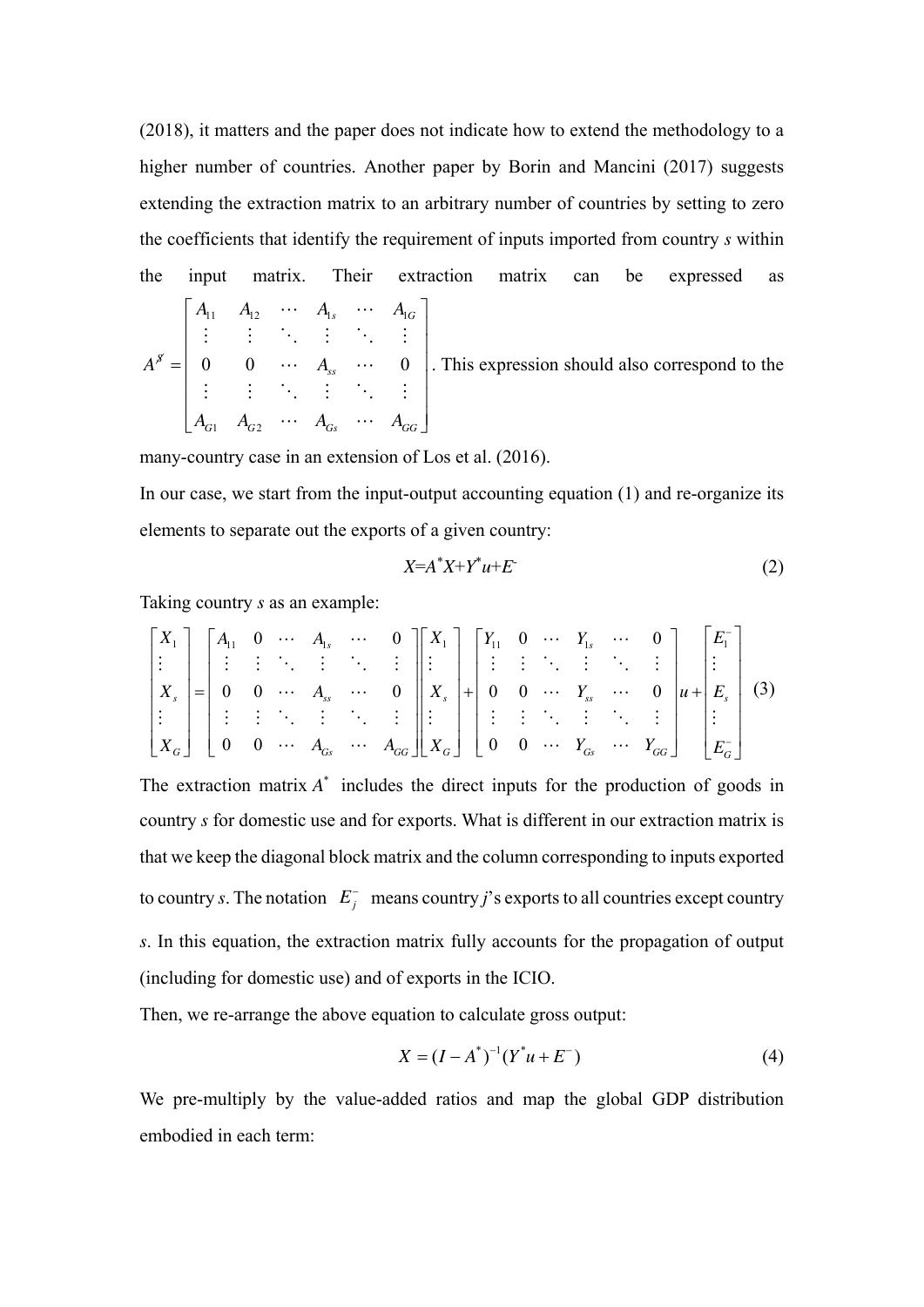(2018), it matters and the paper does not indicate how to extend the methodology to a higher number of countries. Another paper by Borin and Mancini (2017) suggests extending the extraction matrix to an arbitrary number of countries by setting to zero the coefficients that identify the requirement of inputs imported from country $s$ within the input matrix. Their extraction matrix can be expressed as $A^{g}=\begin{bmatrix} A_{11} & A_{12} & \cdots & A_{1s} & \cdots & A_{1G} \\ \vdots & \vdots & \ddots & \vdots & \ddots & \vdots \\ 0 & 0 & \cdots & A_{ss} & \cdots & 0 \\ \vdots & \vdots & \ddots & \vdots & \ddots & \vdots \\ A_{G1} & A_{G2} & \cdots & A_{Gs} & \cdots & A_{GG} \end{bmatrix}$. This expression should also correspond to the many-country case in an extension of Los et al. (2016).

In our case, we start from the input-output accounting equation (1) and re-organize its elements to separate out the exports of a given country:

$$X=A^{*}X+Y^{*}u+E^{-} \tag{2}$$

Taking country $s$ as an example:

$$\begin{bmatrix} X_1 \\ \vdots \\ X_s \\ \vdots \\ X_G \end{bmatrix} = \begin{bmatrix} A_{11} & 0 & \cdots & A_{1s} & \cdots & 0 \\ \vdots & \vdots & \ddots & \vdots & \ddots & \vdots \\ 0 & 0 & \cdots & A_{ss} & \cdots & 0 \\ \vdots & \vdots & \ddots & \vdots & \ddots & \vdots \\ 0 & 0 & \cdots & A_{Gs} & \cdots & A_{GG} \end{bmatrix} \begin{bmatrix} X_1 \\ \vdots \\ X_s \\ \vdots \\ X_G \end{bmatrix} + \begin{bmatrix} Y_{11} & 0 & \cdots & Y_{1s} & \cdots & 0 \\ \vdots & \vdots & \ddots & \vdots & \ddots & \vdots \\ 0 & 0 & \cdots & Y_{ss} & \cdots & 0 \\ \vdots & \vdots & \ddots & \vdots & \ddots & \vdots \\ 0 & 0 & \cdots & Y_{Gs} & \cdots & Y_{GG} \end{bmatrix} u + \begin{bmatrix} E_1^{-} \\ \vdots \\ E_s \\ \vdots \\ E_G^{-} \end{bmatrix} \tag{3}$$

The extraction matrix $A^{*}$ includes the direct inputs for the production of goods in country $s$ for domestic use and for exports. What is different in our extraction matrix is that we keep the diagonal block matrix and the column corresponding to inputs exported to country $s$. The notation $E_j^{-}$ means country $j$'s exports to all countries except country $s$. In this equation, the extraction matrix fully accounts for the propagation of output (including for domestic use) and of exports in the ICIO.

Then, we re-arrange the above equation to calculate gross output:

$$X=(I-A^{*})^{-1}(Y^{*}u+E^{-}) \tag{4}$$

We pre-multiply by the value-added ratios and map the global GDP distribution embodied in each term: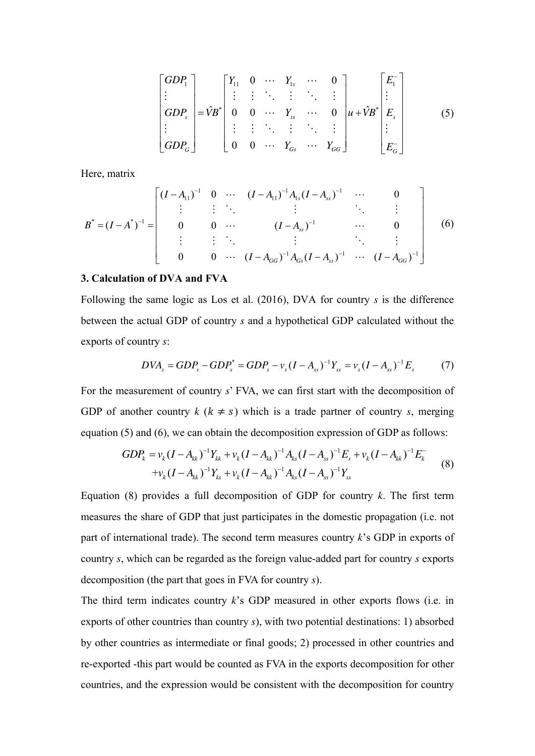$$
\begin{bmatrix} GDP_1 \\ \vdots \\ GDP_s \\ \vdots \\ GDP_G \end{bmatrix} = \hat{V}B^* \begin{bmatrix} Y_{11} & 0 & \cdots & Y_{1s} & \cdots & 0 \\ \vdots & \vdots & \ddots & \vdots & \ddots & \vdots \\ 0 & 0 & \cdots & Y_{ss} & \cdots & 0 \\ \vdots & \vdots & \ddots & \vdots & \ddots & \vdots \\ 0 & 0 & \cdots & Y_{Gs} & \cdots & Y_{GG} \end{bmatrix} u + \hat{V}B^* \begin{bmatrix} E_1^- \\ \vdots \\ E_s \\ \vdots \\ E_G^- \end{bmatrix} \tag{5}
$$

Here, matrix

$$
B^* = (I - A^*)^{-1} = \begin{bmatrix} (I - A_{11})^{-1} & 0 & \cdots & (I - A_{11})^{-1} A_{1s} (I - A_{ss})^{-1} & \cdots & 0 \\ \vdots & \vdots & \ddots & \vdots & \ddots & \vdots \\ 0 & 0 & \cdots & (I - A_{ss})^{-1} & \cdots & 0 \\ \vdots & \vdots & \ddots & \vdots & \ddots & \vdots \\ 0 & 0 & \cdots & (I - A_{GG})^{-1} A_{Gs} (I - A_{ss})^{-1} & \cdots & (I - A_{GG})^{-1} \end{bmatrix} \tag{6}
$$

### 3. Calculation of DVA and FVA

Following the same logic as Los et al. (2016), DVA for country *s* is the difference between the actual GDP of country *s* and a hypothetical GDP calculated without the exports of country *s*:

$$
DVA_s = GDP_s - GDP_s^* = GDP_s - v_s (I - A_{ss})^{-1} Y_{ss} = v_s (I - A_{ss})^{-1} E_s \tag{7}
$$

For the measurement of country *s*' FVA, we can first start with the decomposition of GDP of another country *k* ($k \neq s$) which is a trade partner of country *s*, merging equation (5) and (6), we can obtain the decomposition expression of GDP as follows:

$$
\begin{aligned} GDP_k = {} & v_k (I - A_{kk})^{-1} Y_{kk} + v_k (I - A_{kk})^{-1} A_{ks} (I - A_{ss})^{-1} E_s + v_k (I - A_{kk})^{-1} E_k^- \\ & + v_k (I - A_{kk})^{-1} Y_{ks} + v_k (I - A_{kk})^{-1} A_{ks} (I - A_{ss})^{-1} Y_{ss} \end{aligned} \tag{8}
$$

Equation (8) provides a full decomposition of GDP for country *k*. The first term measures the share of GDP that just participates in the domestic propagation (i.e. not part of international trade). The second term measures country *k*'s GDP in exports of country *s*, which can be regarded as the foreign value-added part for country *s* exports decomposition (the part that goes in FVA for country *s*).

The third term indicates country *k*'s GDP measured in other exports flows (i.e. in exports of other countries than country *s*), with two potential destinations: 1) absorbed by other countries as intermediate or final goods; 2) processed in other countries and re-exported -this part would be counted as FVA in the exports decomposition for other countries, and the expression would be consistent with the decomposition for country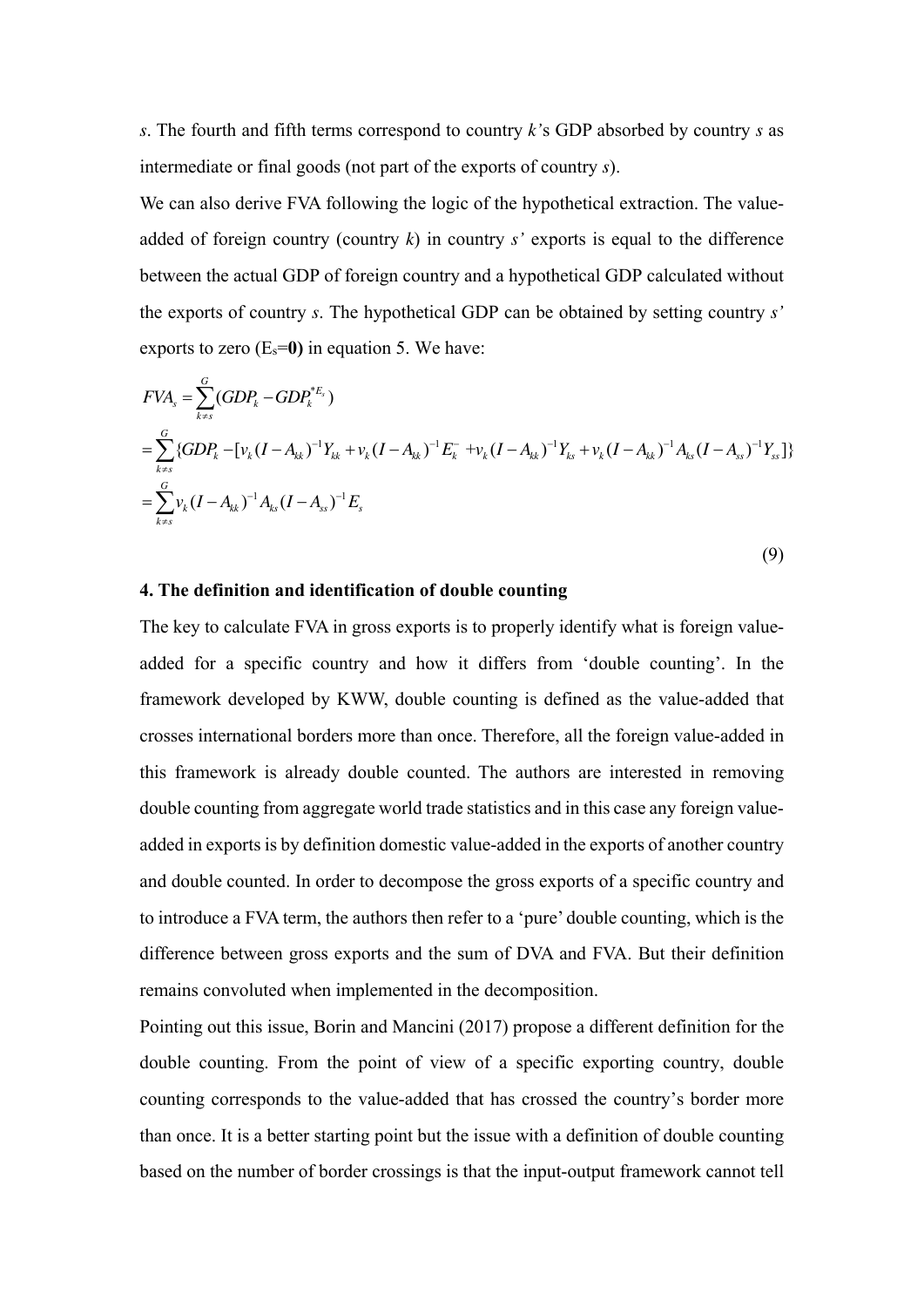*s*. The fourth and fifth terms correspond to country *k'*s GDP absorbed by country *s* as intermediate or final goods (not part of the exports of country *s*).

We can also derive FVA following the logic of the hypothetical extraction. The value-added of foreign country (country *k*) in country *s'* exports is equal to the difference between the actual GDP of foreign country and a hypothetical GDP calculated without the exports of country *s*. The hypothetical GDP can be obtained by setting country *s'* exports to zero ($E_s$=**0)** in equation 5. We have:

$$
\begin{aligned}
FVA_s &= \sum_{k \neq s}^{G} (GDP_k - GDP_k^{*E_s}) \\
&= \sum_{k \neq s}^{G} \{GDP_k - [v_k (I - A_{kk})^{-1} Y_{kk} + v_k (I - A_{kk})^{-1} E_k^{-} + v_k (I - A_{kk})^{-1} Y_{ks} + v_k (I - A_{kk})^{-1} A_{ks} (I - A_{ss})^{-1} Y_{ss}]\} \\
&= \sum_{k \neq s}^{G} v_k (I - A_{kk})^{-1} A_{ks} (I - A_{ss})^{-1} E_s
\end{aligned}
\tag{9}
$$

## 4. The definition and identification of double counting

The key to calculate FVA in gross exports is to properly identify what is foreign value-added for a specific country and how it differs from 'double counting'. In the framework developed by KWW, double counting is defined as the value-added that crosses international borders more than once. Therefore, all the foreign value-added in this framework is already double counted. The authors are interested in removing double counting from aggregate world trade statistics and in this case any foreign value-added in exports is by definition domestic value-added in the exports of another country and double counted. In order to decompose the gross exports of a specific country and to introduce a FVA term, the authors then refer to a 'pure' double counting, which is the difference between gross exports and the sum of DVA and FVA. But their definition remains convoluted when implemented in the decomposition.

Pointing out this issue, Borin and Mancini (2017) propose a different definition for the double counting. From the point of view of a specific exporting country, double counting corresponds to the value-added that has crossed the country's border more than once. It is a better starting point but the issue with a definition of double counting based on the number of border crossings is that the input-output framework cannot tell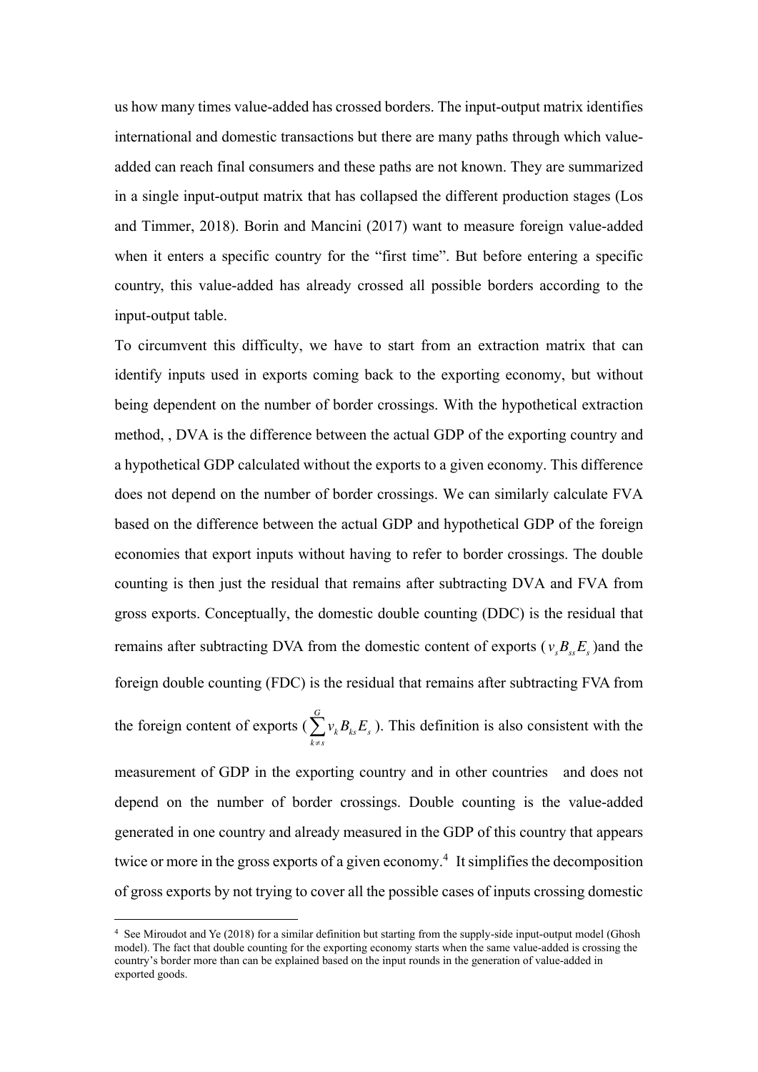us how many times value-added has crossed borders. The input-output matrix identifies international and domestic transactions but there are many paths through which value-added can reach final consumers and these paths are not known. They are summarized in a single input-output matrix that has collapsed the different production stages (Los and Timmer, 2018). Borin and Mancini (2017) want to measure foreign value-added when it enters a specific country for the "first time". But before entering a specific country, this value-added has already crossed all possible borders according to the input-output table.

To circumvent this difficulty, we have to start from an extraction matrix that can identify inputs used in exports coming back to the exporting economy, but without being dependent on the number of border crossings. With the hypothetical extraction method, , DVA is the difference between the actual GDP of the exporting country and a hypothetical GDP calculated without the exports to a given economy. This difference does not depend on the number of border crossings. We can similarly calculate FVA based on the difference between the actual GDP and hypothetical GDP of the foreign economies that export inputs without having to refer to border crossings. The double counting is then just the residual that remains after subtracting DVA and FVA from gross exports. Conceptually, the domestic double counting (DDC) is the residual that remains after subtracting DVA from the domestic content of exports ($v_s B_{ss} E_s$)and the foreign double counting (FDC) is the residual that remains after subtracting FVA from the foreign content of exports ($\sum_{k \neq s}^{G} v_k B_{ks} E_s$). This definition is also consistent with the measurement of GDP in the exporting country and in other countries and does not depend on the number of border crossings. Double counting is the value-added generated in one country and already measured in the GDP of this country that appears twice or more in the gross exports of a given economy.[4] It simplifies the decomposition of gross exports by not trying to cover all the possible cases of inputs crossing domestic

[4] See Miroudot and Ye (2018) for a similar definition but starting from the supply-side input-output model (Ghosh model). The fact that double counting for the exporting economy starts when the same value-added is crossing the country's border more than can be explained based on the input rounds in the generation of value-added in exported goods.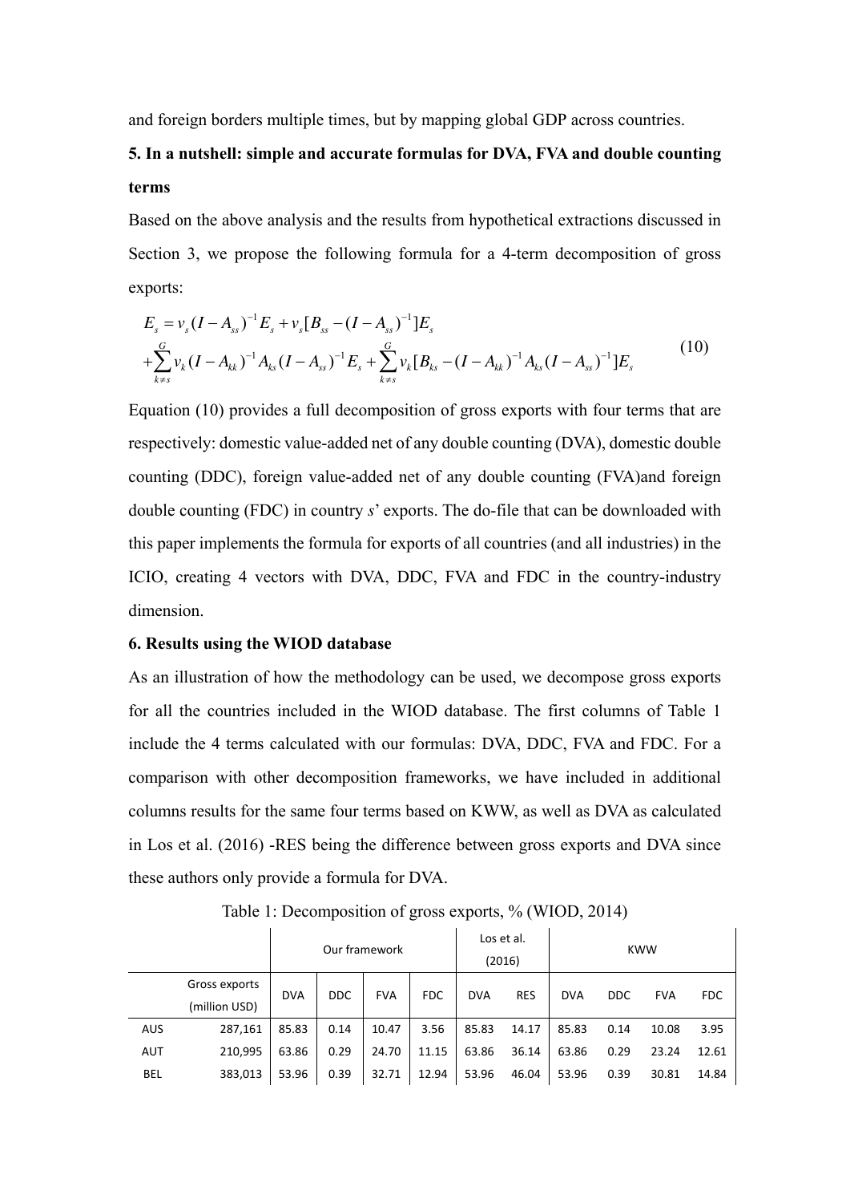and foreign borders multiple times, but by mapping global GDP across countries.

## 5. In a nutshell: simple and accurate formulas for DVA, FVA and double counting terms

Based on the above analysis and the results from hypothetical extractions discussed in Section 3, we propose the following formula for a 4-term decomposition of gross exports:

$$
\begin{aligned}
E_s &= v_s (I - A_{ss})^{-1} E_s + v_s [B_{ss} - (I - A_{ss})^{-1}] E_s \\
&+ \sum_{k \neq s}^{G} v_k (I - A_{kk})^{-1} A_{ks} (I - A_{ss})^{-1} E_s + \sum_{k \neq s}^{G} v_k [B_{ks} - (I - A_{kk})^{-1} A_{ks} (I - A_{ss})^{-1}] E_s
\end{aligned}
\tag{10}
$$

Equation (10) provides a full decomposition of gross exports with four terms that are respectively: domestic value-added net of any double counting (DVA), domestic double counting (DDC), foreign value-added net of any double counting (FVA)and foreign double counting (FDC) in country *s*' exports. The do-file that can be downloaded with this paper implements the formula for exports of all countries (and all industries) in the ICIO, creating 4 vectors with DVA, DDC, FVA and FDC in the country-industry dimension.

## 6. Results using the WIOD database

As an illustration of how the methodology can be used, we decompose gross exports for all the countries included in the WIOD database. The first columns of Table 1 include the 4 terms calculated with our formulas: DVA, DDC, FVA and FDC. For a comparison with other decomposition frameworks, we have included in additional columns results for the same four terms based on KWW, as well as DVA as calculated in Los et al. (2016) -RES being the difference between gross exports and DVA since these authors only provide a formula for DVA.

Table 1: Decomposition of gross exports, % (WIOD, 2014)

| | | Our framework | | | | Los et al. (2016) | | KWW | | | |
|---|---|---|---|---|---|---|---|---|---|---|---|
| | Gross exports (million USD) | DVA | DDC | FVA | FDC | DVA | RES | DVA | DDC | FVA | FDC |
| AUS | 287,161 | 85.83 | 0.14 | 10.47 | 3.56 | 85.83 | 14.17 | 85.83 | 0.14 | 10.08 | 3.95 |
| AUT | 210,995 | 63.86 | 0.29 | 24.70 | 11.15 | 63.86 | 36.14 | 63.86 | 0.29 | 23.24 | 12.61 |
| BEL | 383,013 | 53.96 | 0.39 | 32.71 | 12.94 | 53.96 | 46.04 | 53.96 | 0.39 | 30.81 | 14.84 |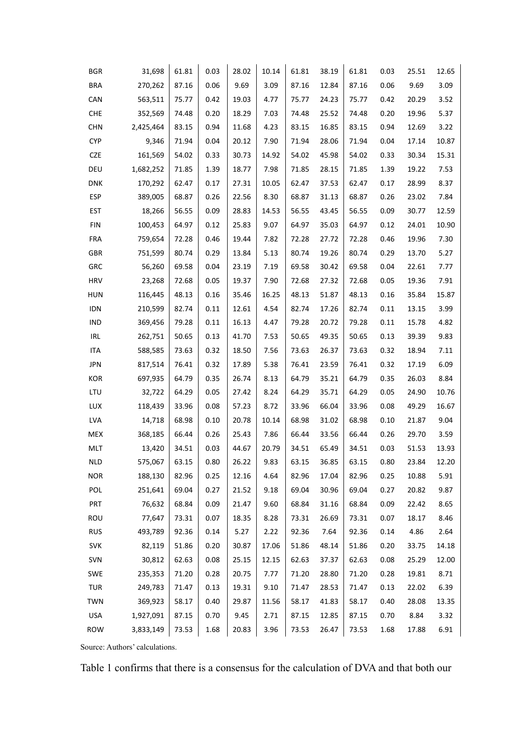| | | | | | | | | | | | |
|---|---|---|---|---|---|---|---|---|---|---|---|
| BGR | 31,698 | 61.81 | 0.03 | 28.02 | 10.14 | 61.81 | 38.19 | 61.81 | 0.03 | 25.51 | 12.65 |
| BRA | 270,262 | 87.16 | 0.06 | 9.69 | 3.09 | 87.16 | 12.84 | 87.16 | 0.06 | 9.69 | 3.09 |
| CAN | 563,511 | 75.77 | 0.42 | 19.03 | 4.77 | 75.77 | 24.23 | 75.77 | 0.42 | 20.29 | 3.52 |
| CHE | 352,569 | 74.48 | 0.20 | 18.29 | 7.03 | 74.48 | 25.52 | 74.48 | 0.20 | 19.96 | 5.37 |
| CHN | 2,425,464 | 83.15 | 0.94 | 11.68 | 4.23 | 83.15 | 16.85 | 83.15 | 0.94 | 12.69 | 3.22 |
| CYP | 9,346 | 71.94 | 0.04 | 20.12 | 7.90 | 71.94 | 28.06 | 71.94 | 0.04 | 17.14 | 10.87 |
| CZE | 161,569 | 54.02 | 0.33 | 30.73 | 14.92 | 54.02 | 45.98 | 54.02 | 0.33 | 30.34 | 15.31 |
| DEU | 1,682,252 | 71.85 | 1.39 | 18.77 | 7.98 | 71.85 | 28.15 | 71.85 | 1.39 | 19.22 | 7.53 |
| DNK | 170,292 | 62.47 | 0.17 | 27.31 | 10.05 | 62.47 | 37.53 | 62.47 | 0.17 | 28.99 | 8.37 |
| ESP | 389,005 | 68.87 | 0.26 | 22.56 | 8.30 | 68.87 | 31.13 | 68.87 | 0.26 | 23.02 | 7.84 |
| EST | 18,266 | 56.55 | 0.09 | 28.83 | 14.53 | 56.55 | 43.45 | 56.55 | 0.09 | 30.77 | 12.59 |
| FIN | 100,453 | 64.97 | 0.12 | 25.83 | 9.07 | 64.97 | 35.03 | 64.97 | 0.12 | 24.01 | 10.90 |
| FRA | 759,654 | 72.28 | 0.46 | 19.44 | 7.82 | 72.28 | 27.72 | 72.28 | 0.46 | 19.96 | 7.30 |
| GBR | 751,599 | 80.74 | 0.29 | 13.84 | 5.13 | 80.74 | 19.26 | 80.74 | 0.29 | 13.70 | 5.27 |
| GRC | 56,260 | 69.58 | 0.04 | 23.19 | 7.19 | 69.58 | 30.42 | 69.58 | 0.04 | 22.61 | 7.77 |
| HRV | 23,268 | 72.68 | 0.05 | 19.37 | 7.90 | 72.68 | 27.32 | 72.68 | 0.05 | 19.36 | 7.91 |
| HUN | 116,445 | 48.13 | 0.16 | 35.46 | 16.25 | 48.13 | 51.87 | 48.13 | 0.16 | 35.84 | 15.87 |
| IDN | 210,599 | 82.74 | 0.11 | 12.61 | 4.54 | 82.74 | 17.26 | 82.74 | 0.11 | 13.15 | 3.99 |
| IND | 369,456 | 79.28 | 0.11 | 16.13 | 4.47 | 79.28 | 20.72 | 79.28 | 0.11 | 15.78 | 4.82 |
| IRL | 262,751 | 50.65 | 0.13 | 41.70 | 7.53 | 50.65 | 49.35 | 50.65 | 0.13 | 39.39 | 9.83 |
| ITA | 588,585 | 73.63 | 0.32 | 18.50 | 7.56 | 73.63 | 26.37 | 73.63 | 0.32 | 18.94 | 7.11 |
| JPN | 817,514 | 76.41 | 0.32 | 17.89 | 5.38 | 76.41 | 23.59 | 76.41 | 0.32 | 17.19 | 6.09 |
| KOR | 697,935 | 64.79 | 0.35 | 26.74 | 8.13 | 64.79 | 35.21 | 64.79 | 0.35 | 26.03 | 8.84 |
| LTU | 32,722 | 64.29 | 0.05 | 27.42 | 8.24 | 64.29 | 35.71 | 64.29 | 0.05 | 24.90 | 10.76 |
| LUX | 118,439 | 33.96 | 0.08 | 57.23 | 8.72 | 33.96 | 66.04 | 33.96 | 0.08 | 49.29 | 16.67 |
| LVA | 14,718 | 68.98 | 0.10 | 20.78 | 10.14 | 68.98 | 31.02 | 68.98 | 0.10 | 21.87 | 9.04 |
| MEX | 368,185 | 66.44 | 0.26 | 25.43 | 7.86 | 66.44 | 33.56 | 66.44 | 0.26 | 29.70 | 3.59 |
| MLT | 13,420 | 34.51 | 0.03 | 44.67 | 20.79 | 34.51 | 65.49 | 34.51 | 0.03 | 51.53 | 13.93 |
| NLD | 575,067 | 63.15 | 0.80 | 26.22 | 9.83 | 63.15 | 36.85 | 63.15 | 0.80 | 23.84 | 12.20 |
| NOR | 188,130 | 82.96 | 0.25 | 12.16 | 4.64 | 82.96 | 17.04 | 82.96 | 0.25 | 10.88 | 5.91 |
| POL | 251,641 | 69.04 | 0.27 | 21.52 | 9.18 | 69.04 | 30.96 | 69.04 | 0.27 | 20.82 | 9.87 |
| PRT | 76,632 | 68.84 | 0.09 | 21.47 | 9.60 | 68.84 | 31.16 | 68.84 | 0.09 | 22.42 | 8.65 |
| ROU | 77,647 | 73.31 | 0.07 | 18.35 | 8.28 | 73.31 | 26.69 | 73.31 | 0.07 | 18.17 | 8.46 |
| RUS | 493,789 | 92.36 | 0.14 | 5.27 | 2.22 | 92.36 | 7.64 | 92.36 | 0.14 | 4.86 | 2.64 |
| SVK | 82,119 | 51.86 | 0.20 | 30.87 | 17.06 | 51.86 | 48.14 | 51.86 | 0.20 | 33.75 | 14.18 |
| SVN | 30,812 | 62.63 | 0.08 | 25.15 | 12.15 | 62.63 | 37.37 | 62.63 | 0.08 | 25.29 | 12.00 |
| SWE | 235,353 | 71.20 | 0.28 | 20.75 | 7.77 | 71.20 | 28.80 | 71.20 | 0.28 | 19.81 | 8.71 |
| TUR | 249,783 | 71.47 | 0.13 | 19.31 | 9.10 | 71.47 | 28.53 | 71.47 | 0.13 | 22.02 | 6.39 |
| TWN | 369,923 | 58.17 | 0.40 | 29.87 | 11.56 | 58.17 | 41.83 | 58.17 | 0.40 | 28.08 | 13.35 |
| USA | 1,927,091 | 87.15 | 0.70 | 9.45 | 2.71 | 87.15 | 12.85 | 87.15 | 0.70 | 8.84 | 3.32 |
| ROW | 3,833,149 | 73.53 | 1.68 | 20.83 | 3.96 | 73.53 | 26.47 | 73.53 | 1.68 | 17.88 | 6.91 |

Source: Authors' calculations.

Table 1 confirms that there is a consensus for the calculation of DVA and that both our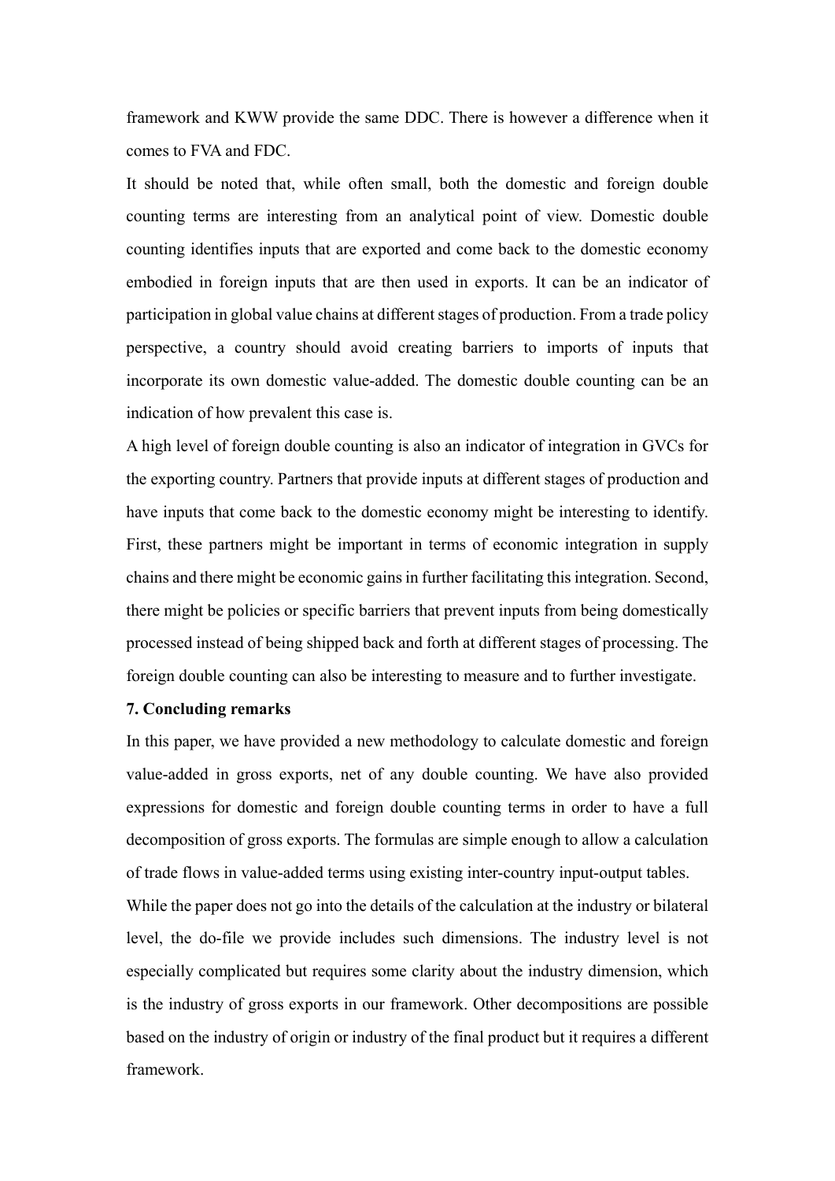framework and KWW provide the same DDC. There is however a difference when it comes to FVA and FDC.

It should be noted that, while often small, both the domestic and foreign double counting terms are interesting from an analytical point of view. Domestic double counting identifies inputs that are exported and come back to the domestic economy embodied in foreign inputs that are then used in exports. It can be an indicator of participation in global value chains at different stages of production. From a trade policy perspective, a country should avoid creating barriers to imports of inputs that incorporate its own domestic value-added. The domestic double counting can be an indication of how prevalent this case is.

A high level of foreign double counting is also an indicator of integration in GVCs for the exporting country. Partners that provide inputs at different stages of production and have inputs that come back to the domestic economy might be interesting to identify. First, these partners might be important in terms of economic integration in supply chains and there might be economic gains in further facilitating this integration. Second, there might be policies or specific barriers that prevent inputs from being domestically processed instead of being shipped back and forth at different stages of processing. The foreign double counting can also be interesting to measure and to further investigate.

## 7. Concluding remarks

In this paper, we have provided a new methodology to calculate domestic and foreign value-added in gross exports, net of any double counting. We have also provided expressions for domestic and foreign double counting terms in order to have a full decomposition of gross exports. The formulas are simple enough to allow a calculation of trade flows in value-added terms using existing inter-country input-output tables.

While the paper does not go into the details of the calculation at the industry or bilateral level, the do-file we provide includes such dimensions. The industry level is not especially complicated but requires some clarity about the industry dimension, which is the industry of gross exports in our framework. Other decompositions are possible based on the industry of origin or industry of the final product but it requires a different framework.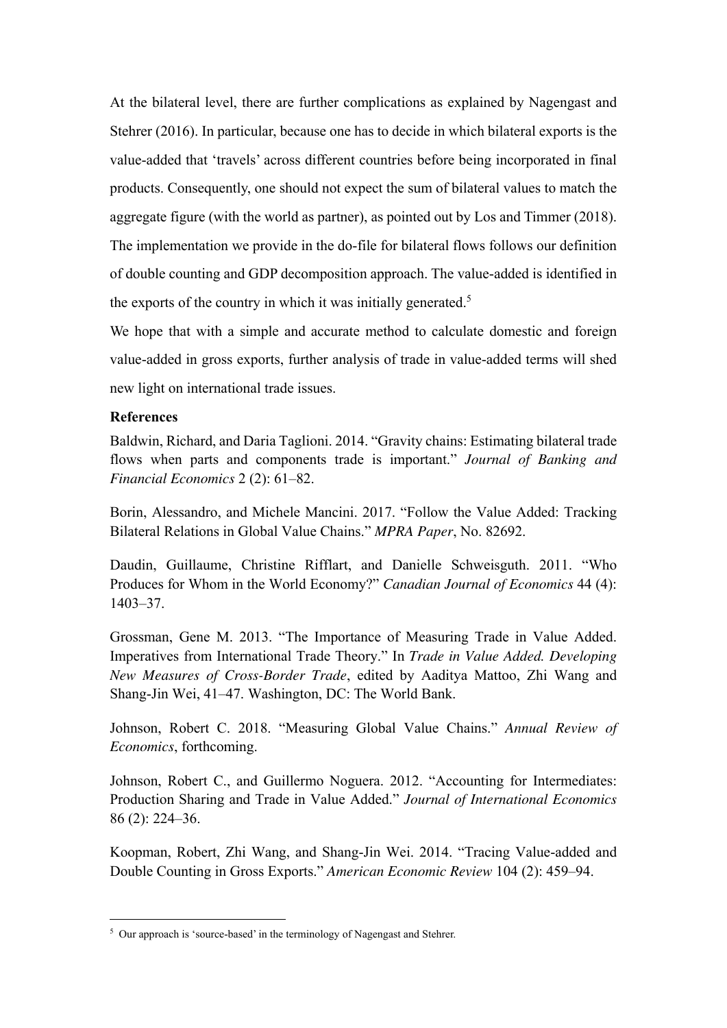At the bilateral level, there are further complications as explained by Nagengast and Stehrer (2016). In particular, because one has to decide in which bilateral exports is the value-added that 'travels' across different countries before being incorporated in final products. Consequently, one should not expect the sum of bilateral values to match the aggregate figure (with the world as partner), as pointed out by Los and Timmer (2018). The implementation we provide in the do-file for bilateral flows follows our definition of double counting and GDP decomposition approach. The value-added is identified in the exports of the country in which it was initially generated.[5]

We hope that with a simple and accurate method to calculate domestic and foreign value-added in gross exports, further analysis of trade in value-added terms will shed new light on international trade issues.

**References**

Baldwin, Richard, and Daria Taglioni. 2014. "Gravity chains: Estimating bilateral trade flows when parts and components trade is important." *Journal of Banking and Financial Economics* 2 (2): 61–82.

Borin, Alessandro, and Michele Mancini. 2017. "Follow the Value Added: Tracking Bilateral Relations in Global Value Chains." *MPRA Paper*, No. 82692.

Daudin, Guillaume, Christine Rifflart, and Danielle Schweisguth. 2011. "Who Produces for Whom in the World Economy?" *Canadian Journal of Economics* 44 (4): 1403–37.

Grossman, Gene M. 2013. "The Importance of Measuring Trade in Value Added. Imperatives from International Trade Theory." In *Trade in Value Added. Developing New Measures of Cross-Border Trade*, edited by Aaditya Mattoo, Zhi Wang and Shang-Jin Wei, 41–47. Washington, DC: The World Bank.

Johnson, Robert C. 2018. "Measuring Global Value Chains." *Annual Review of Economics*, forthcoming.

Johnson, Robert C., and Guillermo Noguera. 2012. "Accounting for Intermediates: Production Sharing and Trade in Value Added." *Journal of International Economics* 86 (2): 224–36.

Koopman, Robert, Zhi Wang, and Shang-Jin Wei. 2014. "Tracing Value-added and Double Counting in Gross Exports." *American Economic Review* 104 (2): 459–94.

[5] Our approach is 'source-based' in the terminology of Nagengast and Stehrer.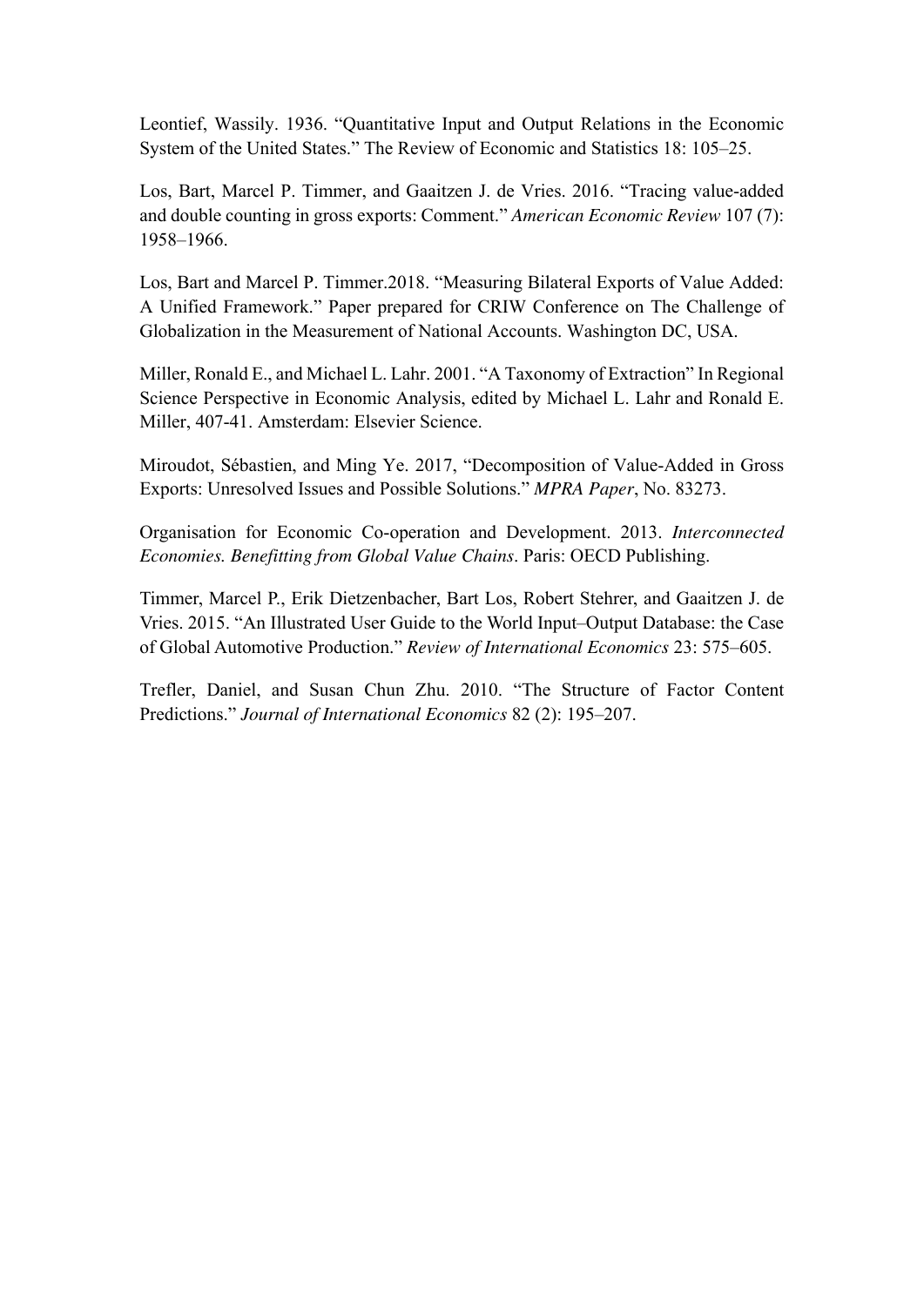Leontief, Wassily. 1936. "Quantitative Input and Output Relations in the Economic System of the United States." The Review of Economic and Statistics 18: 105–25.

Los, Bart, Marcel P. Timmer, and Gaaitzen J. de Vries. 2016. "Tracing value-added and double counting in gross exports: Comment." *American Economic Review* 107 (7): 1958–1966.

Los, Bart and Marcel P. Timmer.2018. "Measuring Bilateral Exports of Value Added: A Unified Framework." Paper prepared for CRIW Conference on The Challenge of Globalization in the Measurement of National Accounts. Washington DC, USA.

Miller, Ronald E., and Michael L. Lahr. 2001. "A Taxonomy of Extraction" In Regional Science Perspective in Economic Analysis, edited by Michael L. Lahr and Ronald E. Miller, 407-41. Amsterdam: Elsevier Science.

Miroudot, Sébastien, and Ming Ye. 2017, "Decomposition of Value-Added in Gross Exports: Unresolved Issues and Possible Solutions." *MPRA Paper*, No. 83273.

Organisation for Economic Co-operation and Development. 2013. *Interconnected Economies. Benefitting from Global Value Chains*. Paris: OECD Publishing.

Timmer, Marcel P., Erik Dietzenbacher, Bart Los, Robert Stehrer, and Gaaitzen J. de Vries. 2015. "An Illustrated User Guide to the World Input–Output Database: the Case of Global Automotive Production." *Review of International Economics* 23: 575–605.

Trefler, Daniel, and Susan Chun Zhu. 2010. "The Structure of Factor Content Predictions." *Journal of International Economics* 82 (2): 195–207.